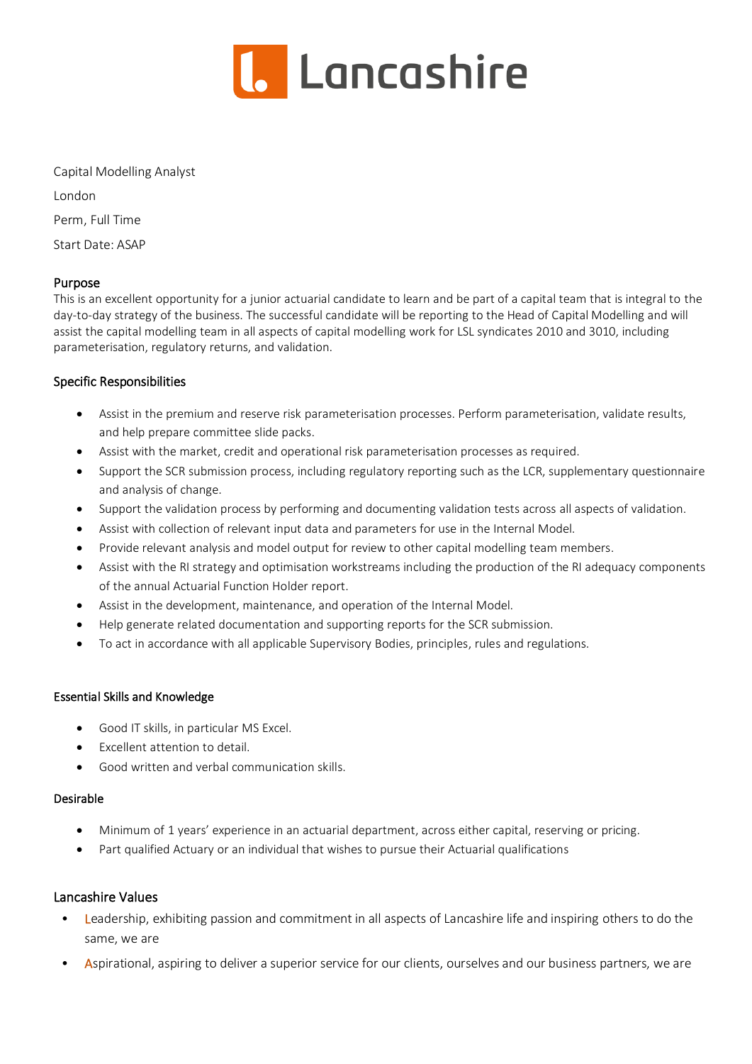# Lancashire

Capital Modelling Analyst

London

Perm, Full Time

Start Date: ASAP

## Purpose

This is an excellent opportunity for a junior actuarial candidate to learn and be part of a capital team that is integral to the day-to-day strategy of the business. The successful candidate will be reporting to the Head of Capital Modelling and will assist the capital modelling team in all aspects of capital modelling work for LSL syndicates 2010 and 3010, including parameterisation, regulatory returns, and validation.

## Specific Responsibilities

- Assist in the premium and reserve risk parameterisation processes. Perform parameterisation, validate results, and help prepare committee slide packs.
- Assist with the market, credit and operational risk parameterisation processes as required.
- Support the SCR submission process, including regulatory reporting such as the LCR, supplementary questionnaire and analysis of change.
- Support the validation process by performing and documenting validation tests across all aspects of validation.
- Assist with collection of relevant input data and parameters for use in the Internal Model.
- Provide relevant analysis and model output for review to other capital modelling team members.
- Assist with the RI strategy and optimisation workstreams including the production of the RI adequacy components of the annual Actuarial Function Holder report.
- Assist in the development, maintenance, and operation of the Internal Model.
- Help generate related documentation and supporting reports for the SCR submission.
- To act in accordance with all applicable Supervisory Bodies, principles, rules and regulations.

## Essential Skills and Knowledge

- Good IT skills, in particular MS Excel.
- Excellent attention to detail.
- Good written and verbal communication skills.

## Desirable

- Minimum of 1 years' experience in an actuarial department, across either capital, reserving or pricing.
- Part qualified Actuary or an individual that wishes to pursue their Actuarial qualifications

## Lancashire Values

- Leadership, exhibiting passion and commitment in all aspects of Lancashire life and inspiring others to do the same, we are
- Aspirational, aspiring to deliver a superior service for our clients, ourselves and our business partners, we are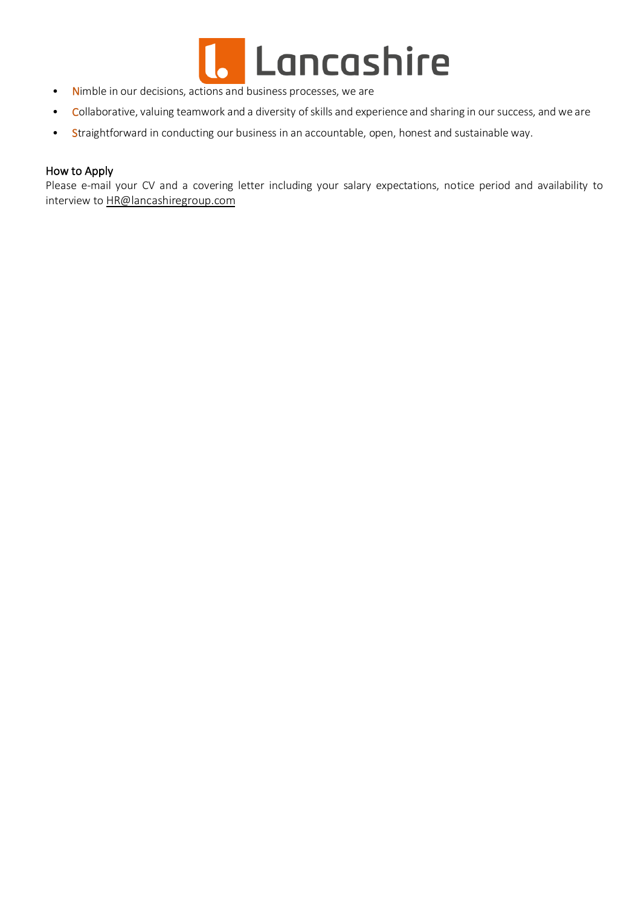- Nimble in our decisions, actions and business processes, we are
- Collaborative, valuing teamwork and a diversity of skills and experience and sharing in our success, and we are
- Straightforward in conducting our business in an accountable, open, honest and sustainable way.

## How to Apply

Please e-mail your CV and a covering letter including your salary expectations, notice period and availability to interview to HR@lancashiregroup.com